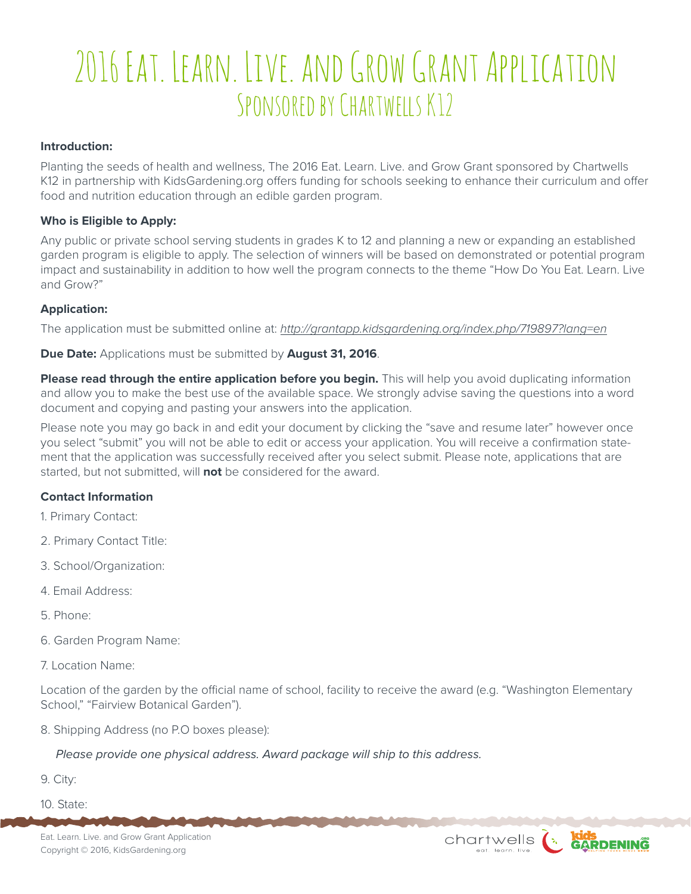# 2016 Eat. Learn. Live. and Grow Grant Application

## Sponsored by Chartwells K12

**Introduction:**

Planting the seeds of health and wellness, The 2016 Eat. Learn. Live. and Grow Grant sponsored by Chartwells K12 in partnership with KidsGardening.org offers funding for schools seeking to enhance their curriculum and offer food and nutrition education through an edible garden program.

**Who is Eligible to Apply:**

Any public or private school serving students in grades K to 12 and planning a new or expanding an established garden program is eligible to apply. The selection of winners will be based on demonstrated or potential program impact and sustainability in addition to how well the program connects to the theme "How Do You Eat. Learn. Live and Grow?"

**Application:**

The application must be submitted online at: *http://grantapp.kidsgardening.org/index.php/719897?lang=en*

**Due Date:** Applications must be submitted by **August 31, 2016**.

**Please read through the entire application before you begin.** This will help you avoid duplicating information and allow you to make the best use of the available space. We strongly advise saving the questions into a word document and copying and pasting your answers into the application.

Please note you may go back in and edit your document by clicking the "save and resume later" however once you select "submit" you will not be able to edit or access your application. You will receive a confirmation statement that the application was successfully received after you select submit. Please note, applications that are started, but not submitted, will **not** be considered for the award.

**Contact Information**

1. Primary Contact:
2. Primary Contact Title:
3. School/Organization:
4. Email Address:
5. Phone:
6. Garden Program Name:
7. Location Name:

Location of the garden by the official name of school, facility to receive the award (e.g. "Washington Elementary School," "Fairview Botanical Garden").

8. Shipping Address (no P.O boxes please):

   *Please provide one physical address. Award package will ship to this address.*

9. City:
10. State: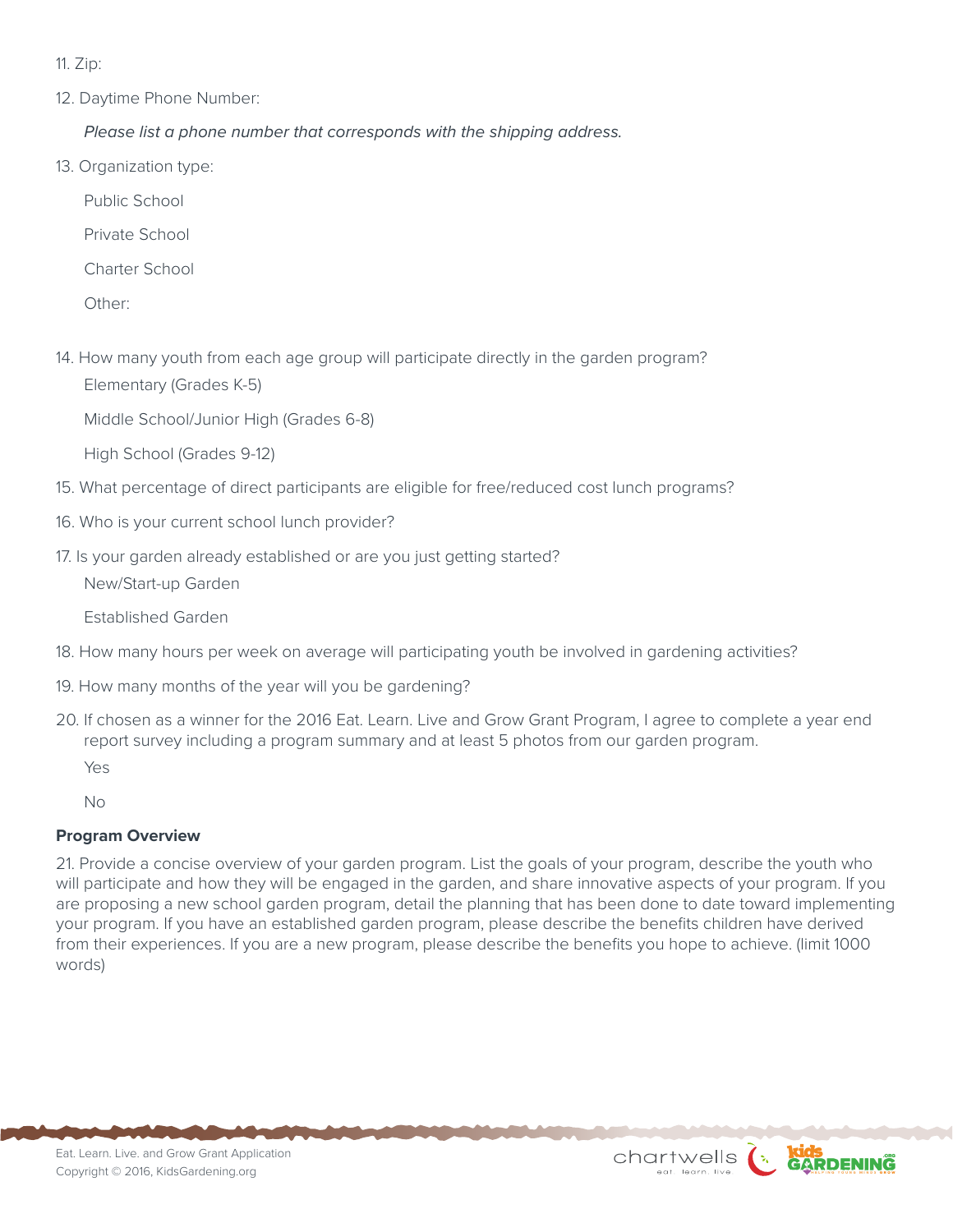11. Zip:

12. Daytime Phone Number:

    *Please list a phone number that corresponds with the shipping address.*

13. Organization type:

    Public School

    Private School

    Charter School

    Other:

14. How many youth from each age group will participate directly in the garden program?

    Elementary (Grades K-5)

    Middle School/Junior High (Grades 6-8)

    High School (Grades 9-12)

15. What percentage of direct participants are eligible for free/reduced cost lunch programs?

16. Who is your current school lunch provider?

17. Is your garden already established or are you just getting started?

    New/Start-up Garden

    Established Garden

18. How many hours per week on average will participating youth be involved in gardening activities?

19. How many months of the year will you be gardening?

20. If chosen as a winner for the 2016 Eat. Learn. Live and Grow Grant Program, I agree to complete a year end report survey including a program summary and at least 5 photos from our garden program.

    Yes

    No

**Program Overview**

21. Provide a concise overview of your garden program. List the goals of your program, describe the youth who will participate and how they will be engaged in the garden, and share innovative aspects of your program. If you are proposing a new school garden program, detail the planning that has been done to date toward implementing your program. If you have an established garden program, please describe the benefits children have derived from their experiences. If you are a new program, please describe the benefits you hope to achieve. (limit 1000 words)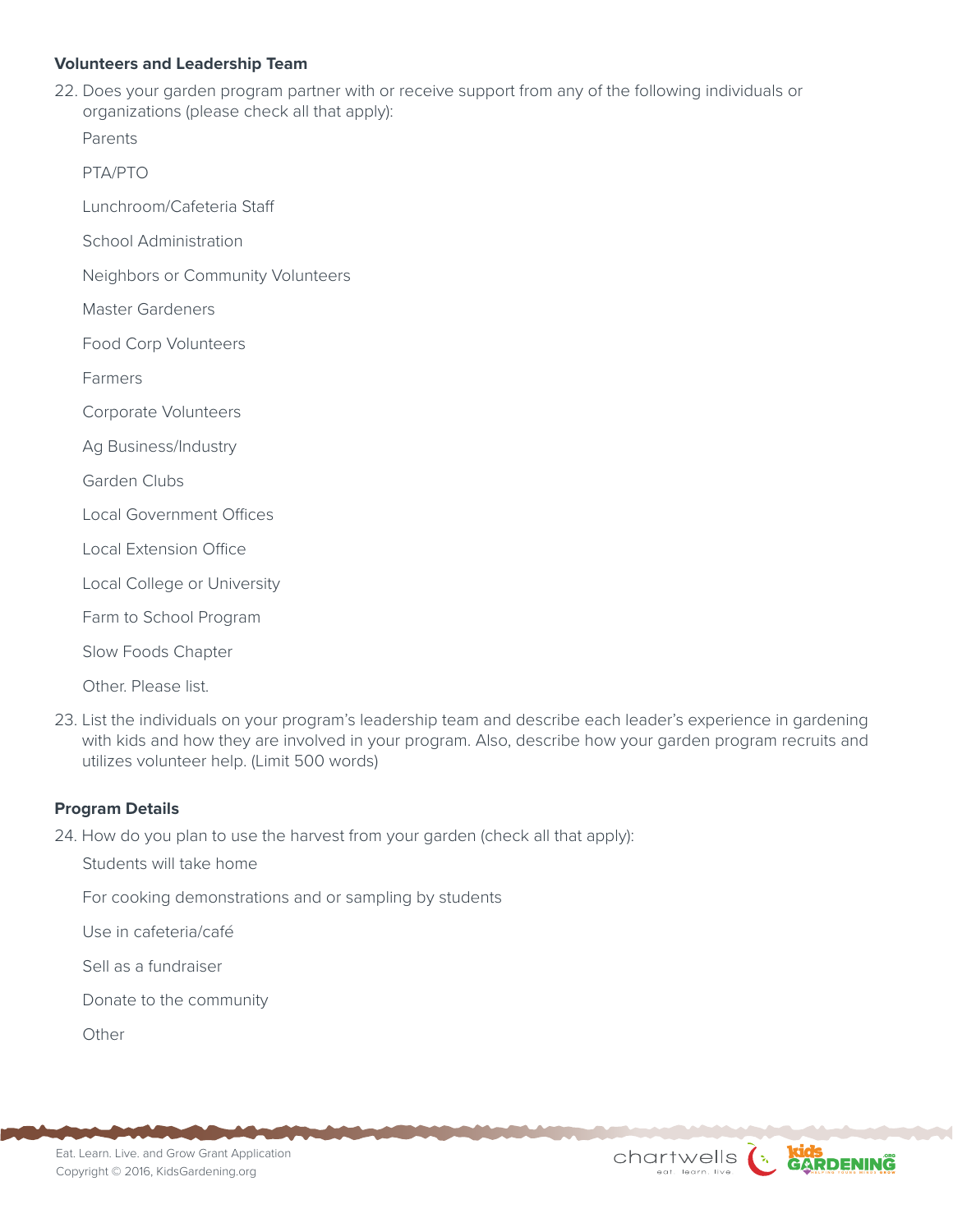**Volunteers and Leadership Team**

22. Does your garden program partner with or receive support from any of the following individuals or organizations (please check all that apply):

    Parents

    PTA/PTO

    Lunchroom/Cafeteria Staff

    School Administration

    Neighbors or Community Volunteers

    Master Gardeners

    Food Corp Volunteers

    Farmers

    Corporate Volunteers

    Ag Business/Industry

    Garden Clubs

    Local Government Offices

    Local Extension Office

    Local College or University

    Farm to School Program

    Slow Foods Chapter

    Other. Please list.

23. List the individuals on your program's leadership team and describe each leader's experience in gardening with kids and how they are involved in your program. Also, describe how your garden program recruits and utilizes volunteer help. (Limit 500 words)

**Program Details**

24. How do you plan to use the harvest from your garden (check all that apply):

    Students will take home

    For cooking demonstrations and or sampling by students

    Use in cafeteria/café

    Sell as a fundraiser

    Donate to the community

    Other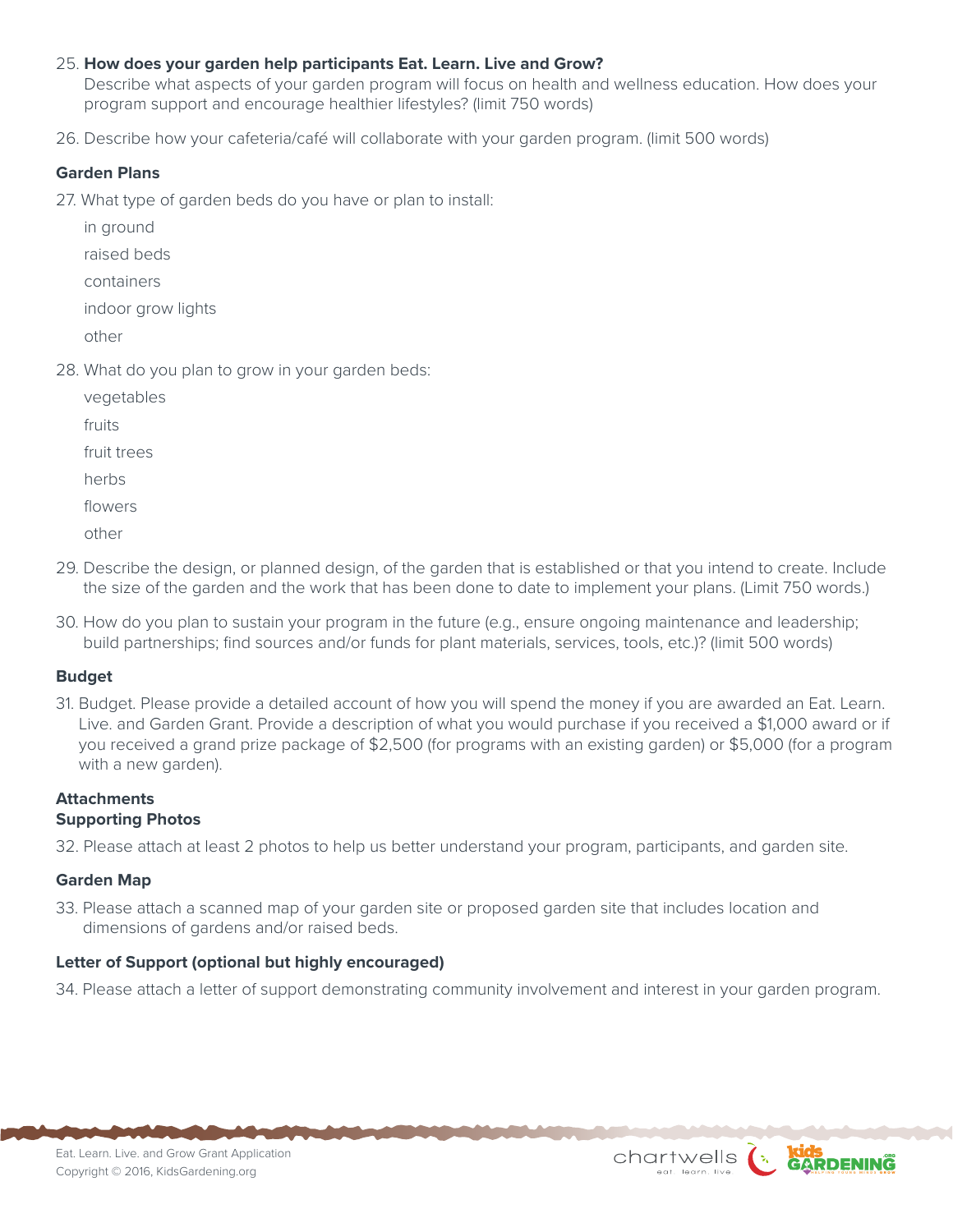25. **How does your garden help participants Eat. Learn. Live and Grow?**
    Describe what aspects of your garden program will focus on health and wellness education. How does your program support and encourage healthier lifestyles? (limit 750 words)

26. Describe how your cafeteria/café will collaborate with your garden program. (limit 500 words)

**Garden Plans**

27. What type of garden beds do you have or plan to install:

    in ground

    raised beds

    containers

    indoor grow lights

    other

28. What do you plan to grow in your garden beds:

    vegetables

    fruits

    fruit trees

    herbs

    flowers

    other

29. Describe the design, or planned design, of the garden that is established or that you intend to create. Include the size of the garden and the work that has been done to date to implement your plans. (Limit 750 words.)

30. How do you plan to sustain your program in the future (e.g., ensure ongoing maintenance and leadership; build partnerships; find sources and/or funds for plant materials, services, tools, etc.)? (limit 500 words)

**Budget**

31. Budget. Please provide a detailed account of how you will spend the money if you are awarded an Eat. Learn. Live. and Garden Grant. Provide a description of what you would purchase if you received a $1,000 award or if you received a grand prize package of $2,500 (for programs with an existing garden) or $5,000 (for a program with a new garden).

**Attachments**

**Supporting Photos**

32. Please attach at least 2 photos to help us better understand your program, participants, and garden site.

**Garden Map**

33. Please attach a scanned map of your garden site or proposed garden site that includes location and dimensions of gardens and/or raised beds.

**Letter of Support (optional but highly encouraged)**

34. Please attach a letter of support demonstrating community involvement and interest in your garden program.